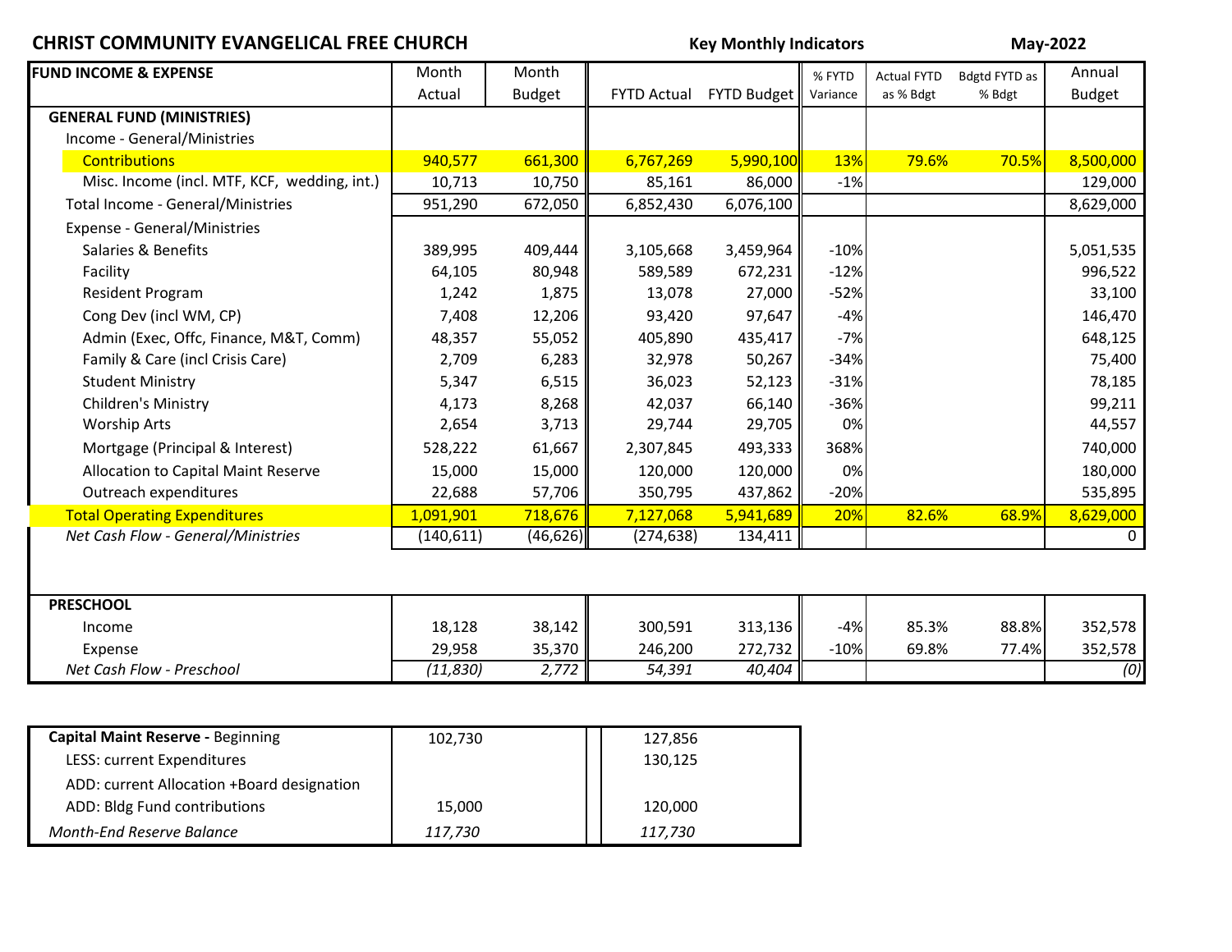**CHRIST COMMUNITY EVANGELICAL FREE CHURCH** **Key Monthly Indicators** **May-2022**

| **FUND INCOME & EXPENSE** | Month Actual | Month Budget | FYTD Actual | FYTD Budget | % FYTD Variance | Actual FYTD as % Bdgt | Bdgtd FYTD as % Bdgt | Annual Budget |
|---|---|---|---|---|---|---|---|---|
| **GENERAL FUND (MINISTRIES)** | | | | | | | | |
| Income - General/Ministries | | | | | | | | |
| Contributions | 940,577 | 661,300 | 6,767,269 | 5,990,100 | 13% | 79.6% | 70.5% | 8,500,000 |
| Misc. Income (incl. MTF, KCF, wedding, int.) | 10,713 | 10,750 | 85,161 | 86,000 | -1% | | | 129,000 |
| Total Income - General/Ministries | 951,290 | 672,050 | 6,852,430 | 6,076,100 | | | | 8,629,000 |
| Expense - General/Ministries | | | | | | | | |
| Salaries & Benefits | 389,995 | 409,444 | 3,105,668 | 3,459,964 | -10% | | | 5,051,535 |
| Facility | 64,105 | 80,948 | 589,589 | 672,231 | -12% | | | 996,522 |
| Resident Program | 1,242 | 1,875 | 13,078 | 27,000 | -52% | | | 33,100 |
| Cong Dev (incl WM, CP) | 7,408 | 12,206 | 93,420 | 97,647 | -4% | | | 146,470 |
| Admin (Exec, Offc, Finance, M&T, Comm) | 48,357 | 55,052 | 405,890 | 435,417 | -7% | | | 648,125 |
| Family & Care (incl Crisis Care) | 2,709 | 6,283 | 32,978 | 50,267 | -34% | | | 75,400 |
| Student Ministry | 5,347 | 6,515 | 36,023 | 52,123 | -31% | | | 78,185 |
| Children's Ministry | 4,173 | 8,268 | 42,037 | 66,140 | -36% | | | 99,211 |
| Worship Arts | 2,654 | 3,713 | 29,744 | 29,705 | 0% | | | 44,557 |
| Mortgage (Principal & Interest) | 528,222 | 61,667 | 2,307,845 | 493,333 | 368% | | | 740,000 |
| Allocation to Capital Maint Reserve | 15,000 | 15,000 | 120,000 | 120,000 | 0% | | | 180,000 |
| Outreach expenditures | 22,688 | 57,706 | 350,795 | 437,862 | -20% | | | 535,895 |
| Total Operating Expenditures | 1,091,901 | 718,676 | 7,127,068 | 5,941,689 | 20% | 82.6% | 68.9% | 8,629,000 |
| *Net Cash Flow - General/Ministries* | (140,611) | (46,626) | (274,638) | 134,411 | | | | 0 |
| **PRESCHOOL** | | | | | | | | |
| Income | 18,128 | 38,142 | 300,591 | 313,136 | -4% | 85.3% | 88.8% | 352,578 |
| Expense | 29,958 | 35,370 | 246,200 | 272,732 | -10% | 69.8% | 77.4% | 352,578 |
| *Net Cash Flow - Preschool* | *(11,830)* | *2,772* | *54,391* | *40,404* | | | | *(0)* |

| | Month | FYTD |
|---|---|---|
| **Capital Maint Reserve -** Beginning | 102,730 | 127,856 |
| LESS: current Expenditures | | 130,125 |
| ADD: current Allocation +Board designation | | |
| ADD: Bldg Fund contributions | 15,000 | 120,000 |
| *Month-End Reserve Balance* | *117,730* | *117,730* |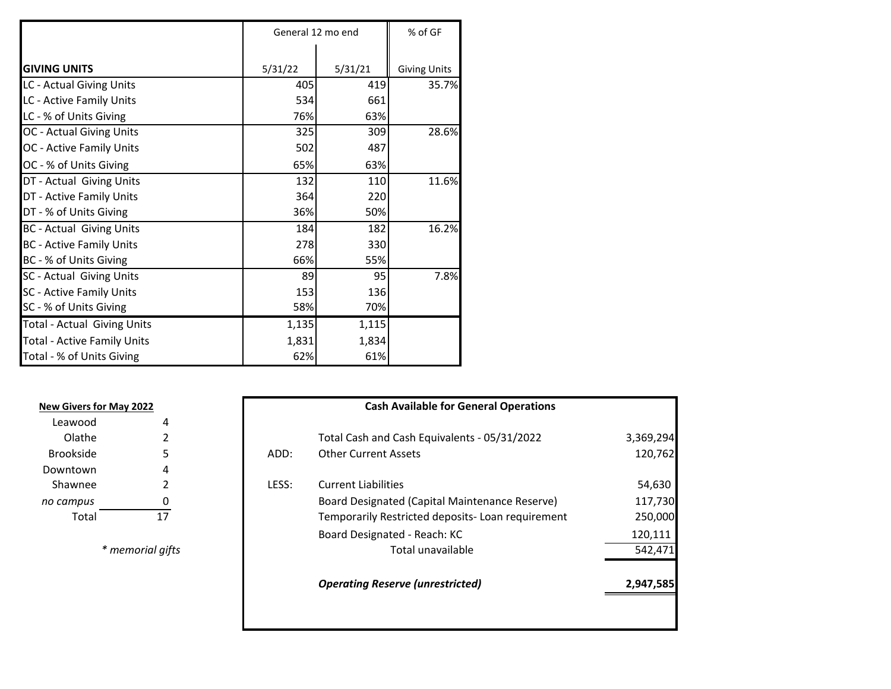| | General 12 mo end | | % of GF |
| --- | --- | --- | --- |
| **GIVING UNITS** | 5/31/22 | 5/31/21 | Giving Units |
| LC - Actual Giving Units | 405 | 419 | 35.7% |
| LC - Active Family Units | 534 | 661 | |
| LC - % of Units Giving | 76% | 63% | |
| OC - Actual Giving Units | 325 | 309 | 28.6% |
| OC - Active Family Units | 502 | 487 | |
| OC - % of Units Giving | 65% | 63% | |
| DT - Actual Giving Units | 132 | 110 | 11.6% |
| DT - Active Family Units | 364 | 220 | |
| DT - % of Units Giving | 36% | 50% | |
| BC - Actual Giving Units | 184 | 182 | 16.2% |
| BC - Active Family Units | 278 | 330 | |
| BC - % of Units Giving | 66% | 55% | |
| SC - Actual Giving Units | 89 | 95 | 7.8% |
| SC - Active Family Units | 153 | 136 | |
| SC - % of Units Giving | 58% | 70% | |
| Total - Actual Giving Units | 1,135 | 1,115 | |
| Total - Active Family Units | 1,831 | 1,834 | |
| Total - % of Units Giving | 62% | 61% | |

**New Givers for May 2022**

| | |
| --- | --- |
| Leawood | 4 |
| Olathe | 2 |
| Brookside | 5 |
| Downtown | 4 |
| Shawnee | 2 |
| *no campus* | 0 |
| Total | 17 |

*\* memorial gifts*

**Cash Available for General Operations**

| | | |
| --- | --- | --- |
| | Total Cash and Cash Equivalents - 05/31/2022 | 3,369,294 |
| ADD: | Other Current Assets | 120,762 |
| LESS: | Current Liabilities | 54,630 |
| | Board Designated (Capital Maintenance Reserve) | 117,730 |
| | Temporarily Restricted deposits- Loan requirement | 250,000 |
| | Board Designated - Reach: KC | 120,111 |
| | Total unavailable | 542,471 |
| | ***Operating Reserve (unrestricted)*** | **2,947,585** |